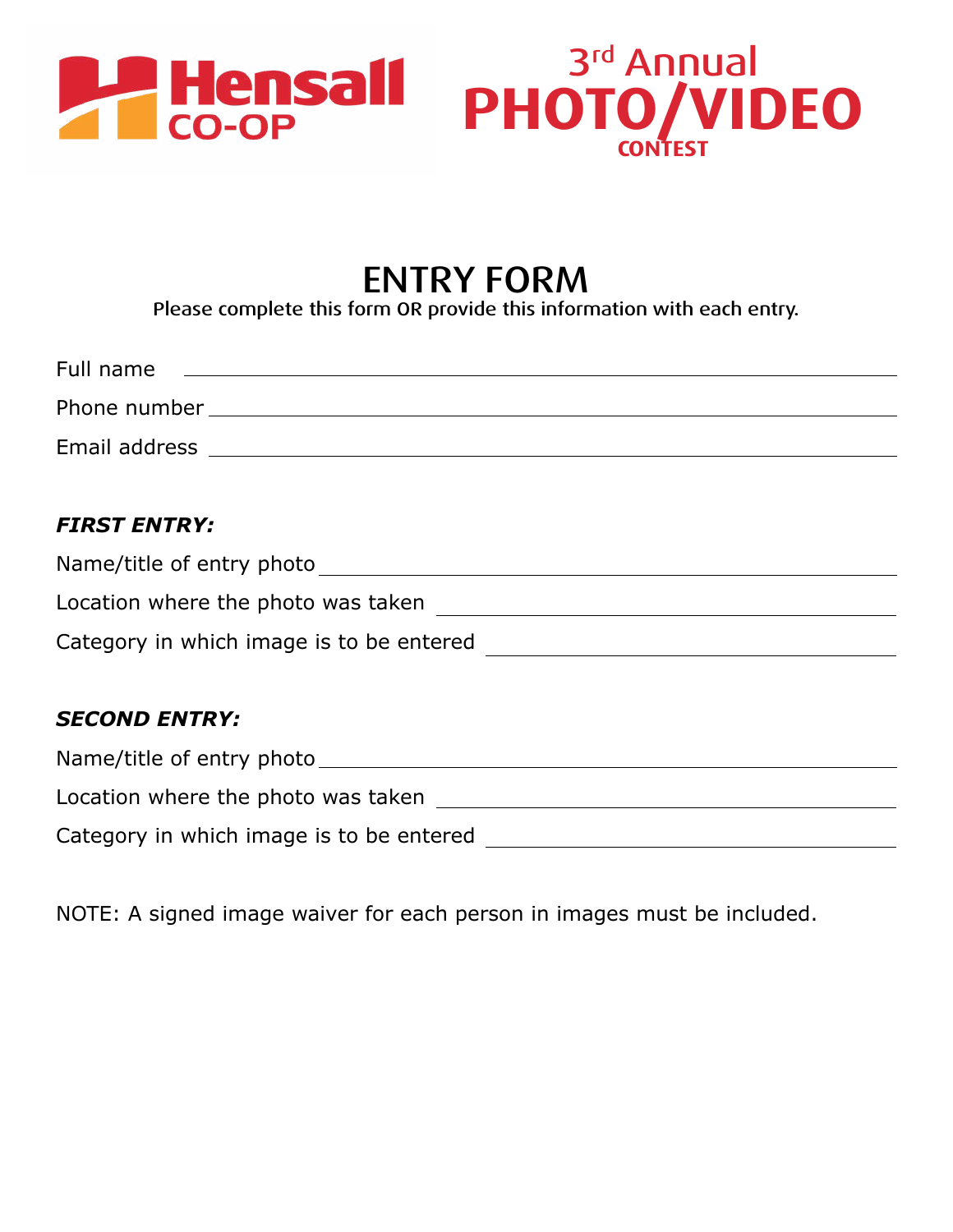Hensall CO-OP

3rd Annual PHOTO/VIDEO CONTEST

# ENTRY FORM

Please complete this form OR provide this information with each entry.

Full name ______________________________

Phone number ______________________________

Email address ______________________________

***FIRST ENTRY:***

Name/title of entry photo ______________________________

Location where the photo was taken ______________________________

Category in which image is to be entered ______________________________

***SECOND ENTRY:***

Name/title of entry photo ______________________________

Location where the photo was taken ______________________________

Category in which image is to be entered ______________________________

NOTE: A signed image waiver for each person in images must be included.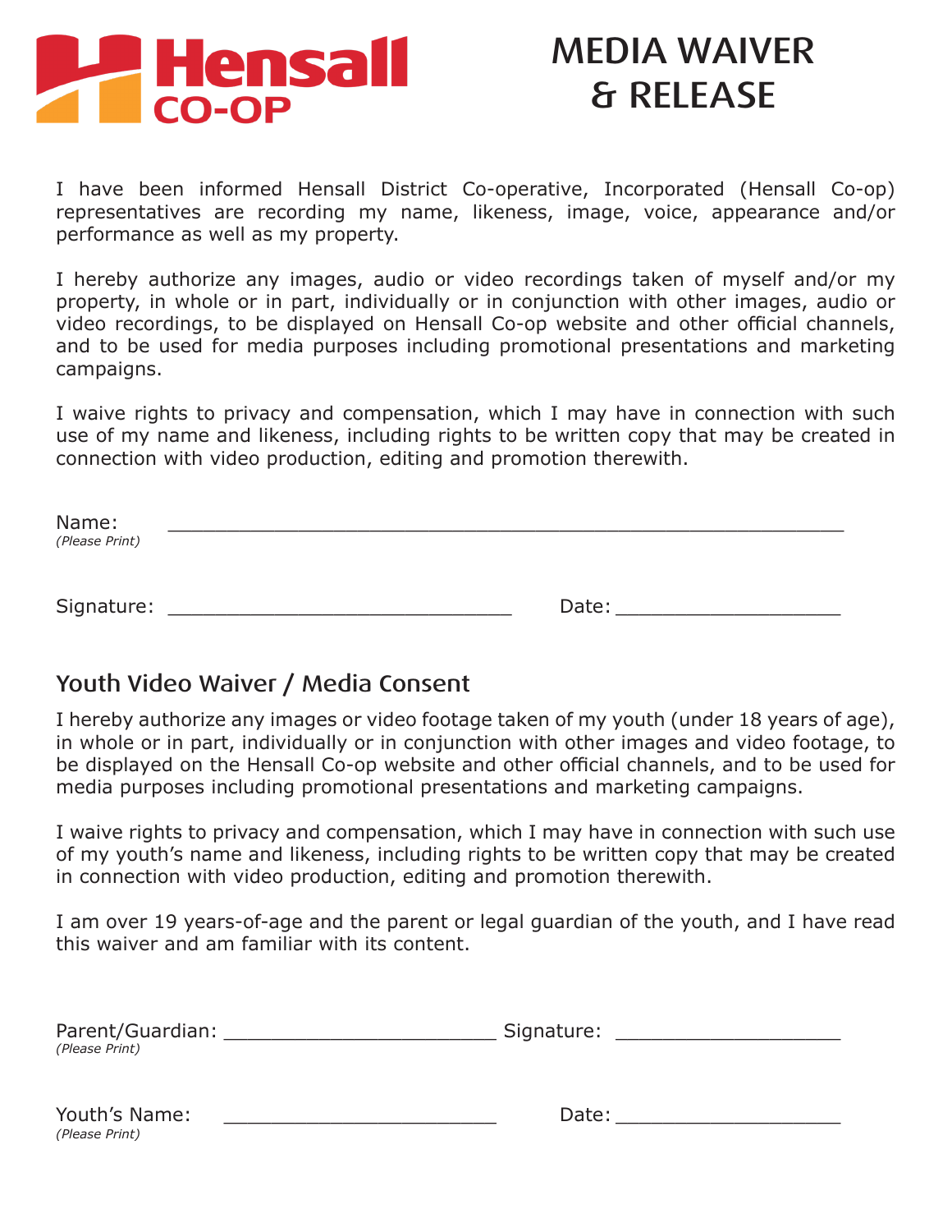Hensall CO-OP

# MEDIA WAIVER & RELEASE

I have been informed Hensall District Co-operative, Incorporated (Hensall Co-op) representatives are recording my name, likeness, image, voice, appearance and/or performance as well as my property.

I hereby authorize any images, audio or video recordings taken of myself and/or my property, in whole or in part, individually or in conjunction with other images, audio or video recordings, to be displayed on Hensall Co-op website and other official channels, and to be used for media purposes including promotional presentations and marketing campaigns.

I waive rights to privacy and compensation, which I may have in connection with such use of my name and likeness, including rights to be written copy that may be created in connection with video production, editing and promotion therewith.

Name: ____________________________________________________________
*(Please Print)*

Signature: ______________________________ Date: ____________________

## Youth Video Waiver / Media Consent

I hereby authorize any images or video footage taken of my youth (under 18 years of age), in whole or in part, individually or in conjunction with other images and video footage, to be displayed on the Hensall Co-op website and other official channels, and to be used for media purposes including promotional presentations and marketing campaigns.

I waive rights to privacy and compensation, which I may have in connection with such use of my youth's name and likeness, including rights to be written copy that may be created in connection with video production, editing and promotion therewith.

I am over 19 years-of-age and the parent or legal guardian of the youth, and I have read this waiver and am familiar with its content.

Parent/Guardian: ________________________ Signature: ____________________
*(Please Print)*

Youth's Name: ________________________ Date: ____________________
*(Please Print)*